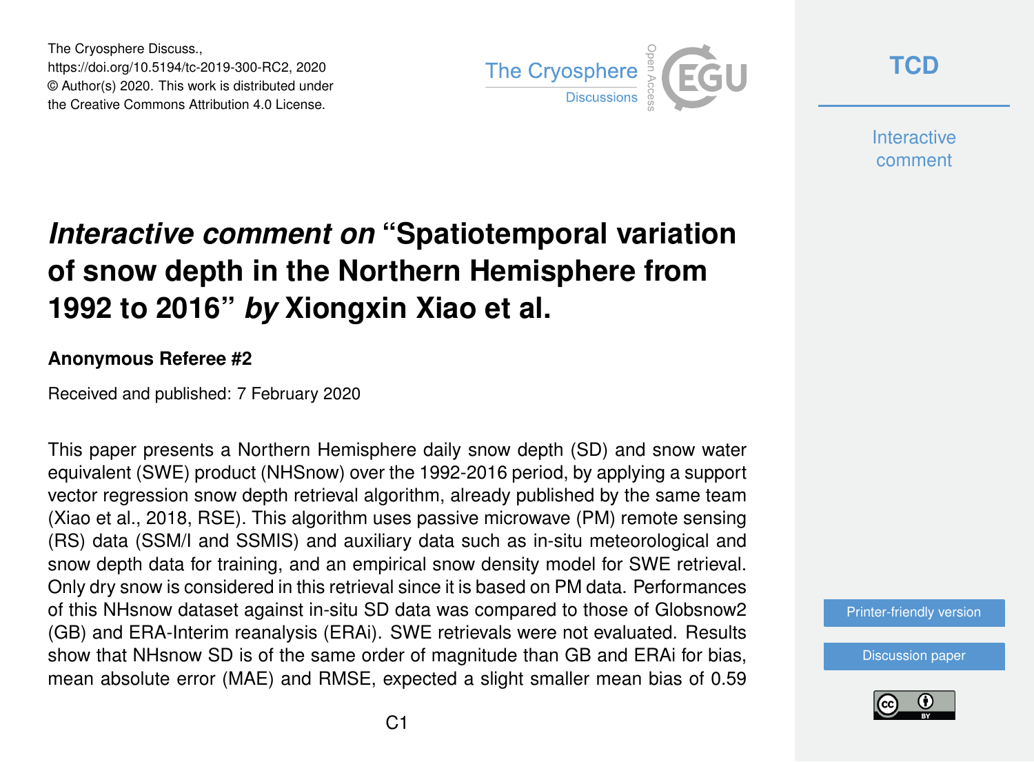The Cryosphere Discuss.,
https://doi.org/10.5194/tc-2019-300-RC2, 2020
© Author(s) 2020. This work is distributed under
the Creative Commons Attribution 4.0 License.

# *Interactive comment on* "Spatiotemporal variation of snow depth in the Northern Hemisphere from 1992 to 2016" *by* Xiongxin Xiao et al.

**Anonymous Referee #2**

Received and published: 7 February 2020

This paper presents a Northern Hemisphere daily snow depth (SD) and snow water equivalent (SWE) product (NHSnow) over the 1992-2016 period, by applying a support vector regression snow depth retrieval algorithm, already published by the same team (Xiao et al., 2018, RSE). This algorithm uses passive microwave (PM) remote sensing (RS) data (SSM/I and SSMIS) and auxiliary data such as in-situ meteorological and snow depth data for training, and an empirical snow density model for SWE retrieval. Only dry snow is considered in this retrieval since it is based on PM data. Performances of this NHsnow dataset against in-situ SD data was compared to those of Globsnow2 (GB) and ERA-Interim reanalysis (ERAi). SWE retrievals were not evaluated. Results show that NHsnow SD is of the same order of magnitude than GB and ERAi for bias, mean absolute error (MAE) and RMSE, expected a slight smaller mean bias of 0.59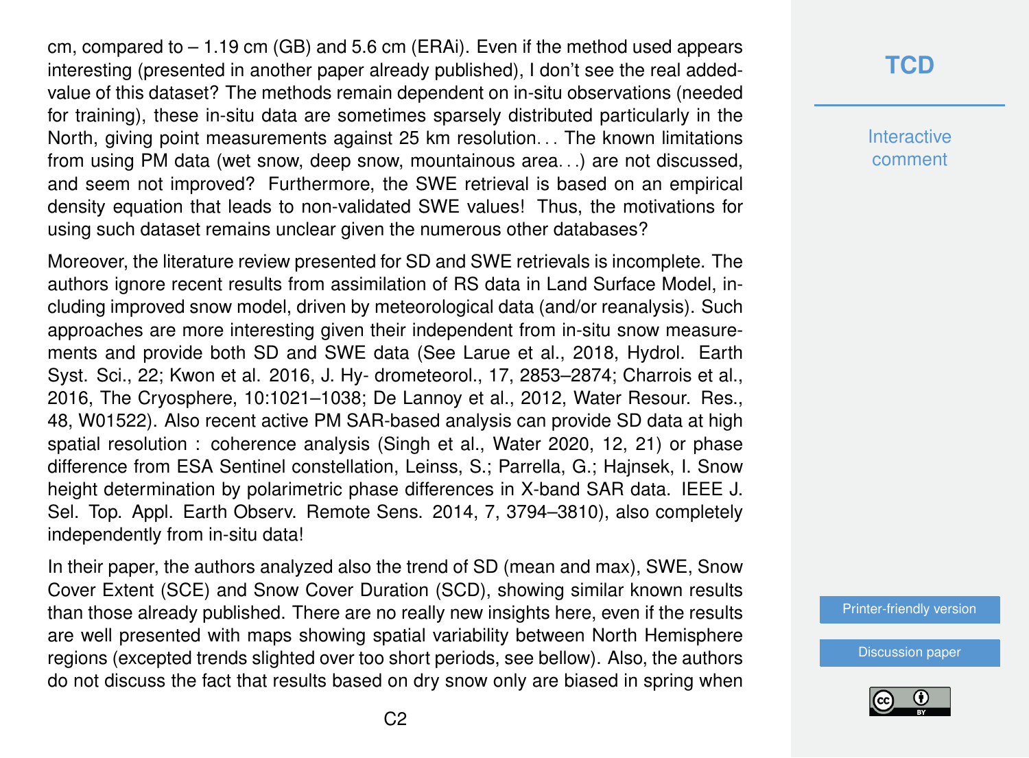cm, compared to – 1.19 cm (GB) and 5.6 cm (ERAi). Even if the method used appears interesting (presented in another paper already published), I don't see the real added-value of this dataset? The methods remain dependent on in-situ observations (needed for training), these in-situ data are sometimes sparsely distributed particularly in the North, giving point measurements against 25 km resolution... The known limitations from using PM data (wet snow, deep snow, mountainous area...) are not discussed, and seem not improved? Furthermore, the SWE retrieval is based on an empirical density equation that leads to non-validated SWE values! Thus, the motivations for using such dataset remains unclear given the numerous other databases?

Moreover, the literature review presented for SD and SWE retrievals is incomplete. The authors ignore recent results from assimilation of RS data in Land Surface Model, including improved snow model, driven by meteorological data (and/or reanalysis). Such approaches are more interesting given their independent from in-situ snow measurements and provide both SD and SWE data (See Larue et al., 2018, Hydrol. Earth Syst. Sci., 22; Kwon et al. 2016, J. Hy- drometeorol., 17, 2853–2874; Charrois et al., 2016, The Cryosphere, 10:1021–1038; De Lannoy et al., 2012, Water Resour. Res., 48, W01522). Also recent active PM SAR-based analysis can provide SD data at high spatial resolution : coherence analysis (Singh et al., Water 2020, 12, 21) or phase difference from ESA Sentinel constellation, Leinss, S.; Parrella, G.; Hajnsek, I. Snow height determination by polarimetric phase differences in X-band SAR data. IEEE J. Sel. Top. Appl. Earth Observ. Remote Sens. 2014, 7, 3794–3810), also completely independently from in-situ data!

In their paper, the authors analyzed also the trend of SD (mean and max), SWE, Snow Cover Extent (SCE) and Snow Cover Duration (SCD), showing similar known results than those already published. There are no really new insights here, even if the results are well presented with maps showing spatial variability between North Hemisphere regions (excepted trends slighted over too short periods, see bellow). Also, the authors do not discuss the fact that results based on dry snow only are biased in spring when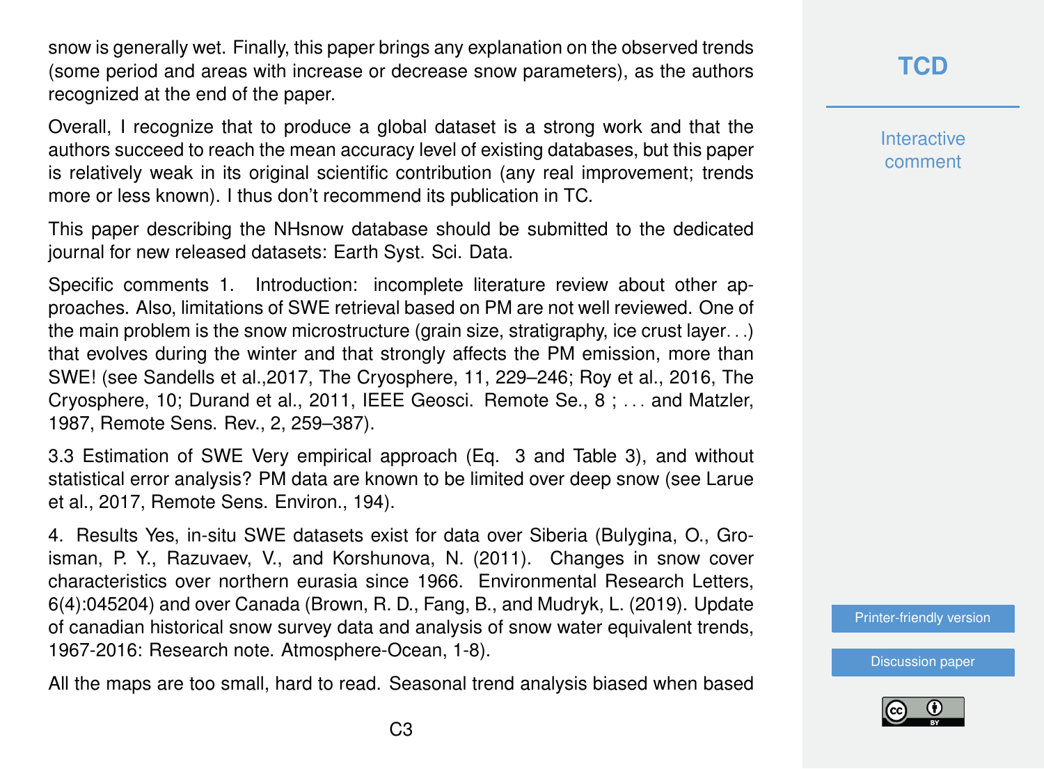snow is generally wet. Finally, this paper brings any explanation on the observed trends (some period and areas with increase or decrease snow parameters), as the authors recognized at the end of the paper.

Overall, I recognize that to produce a global dataset is a strong work and that the authors succeed to reach the mean accuracy level of existing databases, but this paper is relatively weak in its original scientific contribution (any real improvement; trends more or less known). I thus don't recommend its publication in TC.

This paper describing the NHsnow database should be submitted to the dedicated journal for new released datasets: Earth Syst. Sci. Data.

Specific comments 1. Introduction: incomplete literature review about other approaches. Also, limitations of SWE retrieval based on PM are not well reviewed. One of the main problem is the snow microstructure (grain size, stratigraphy, ice crust layer. . .) that evolves during the winter and that strongly affects the PM emission, more than SWE! (see Sandells et al.,2017, The Cryosphere, 11, 229–246; Roy et al., 2016, The Cryosphere, 10; Durand et al., 2011, IEEE Geosci. Remote Se., 8 ; . . . and Matzler, 1987, Remote Sens. Rev., 2, 259–387).

3.3 Estimation of SWE Very empirical approach (Eq. 3 and Table 3), and without statistical error analysis? PM data are known to be limited over deep snow (see Larue et al., 2017, Remote Sens. Environ., 194).

4. Results Yes, in-situ SWE datasets exist for data over Siberia (Bulygina, O., Groisman, P. Y., Razuvaev, V., and Korshunova, N. (2011). Changes in snow cover characteristics over northern eurasia since 1966. Environmental Research Letters, 6(4):045204) and over Canada (Brown, R. D., Fang, B., and Mudryk, L. (2019). Update of canadian historical snow survey data and analysis of snow water equivalent trends, 1967-2016: Research note. Atmosphere-Ocean, 1-8).

All the maps are too small, hard to read. Seasonal trend analysis biased when based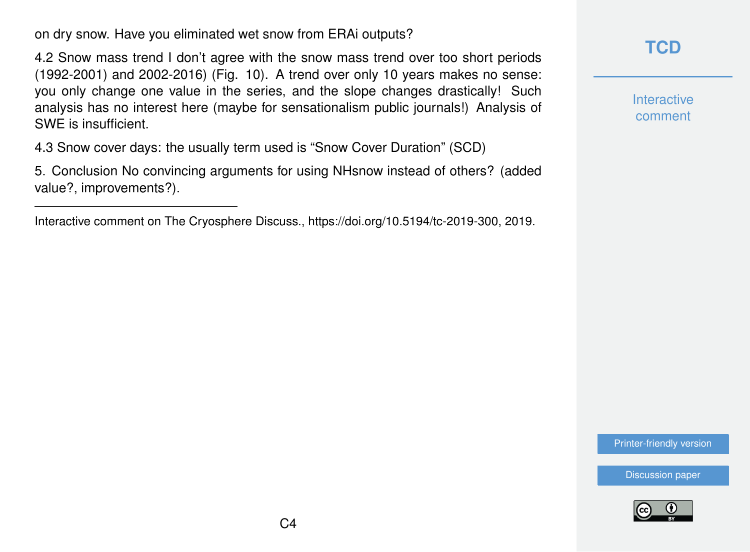on dry snow. Have you eliminated wet snow from ERAi outputs?

4.2 Snow mass trend I don't agree with the snow mass trend over too short periods (1992-2001) and 2002-2016) (Fig. 10). A trend over only 10 years makes no sense: you only change one value in the series, and the slope changes drastically! Such analysis has no interest here (maybe for sensationalism public journals!) Analysis of SWE is insufficient.

4.3 Snow cover days: the usually term used is "Snow Cover Duration" (SCD)

5. Conclusion No convincing arguments for using NHsnow instead of others? (added value?, improvements?).

---

Interactive comment on The Cryosphere Discuss., https://doi.org/10.5194/tc-2019-300, 2019.